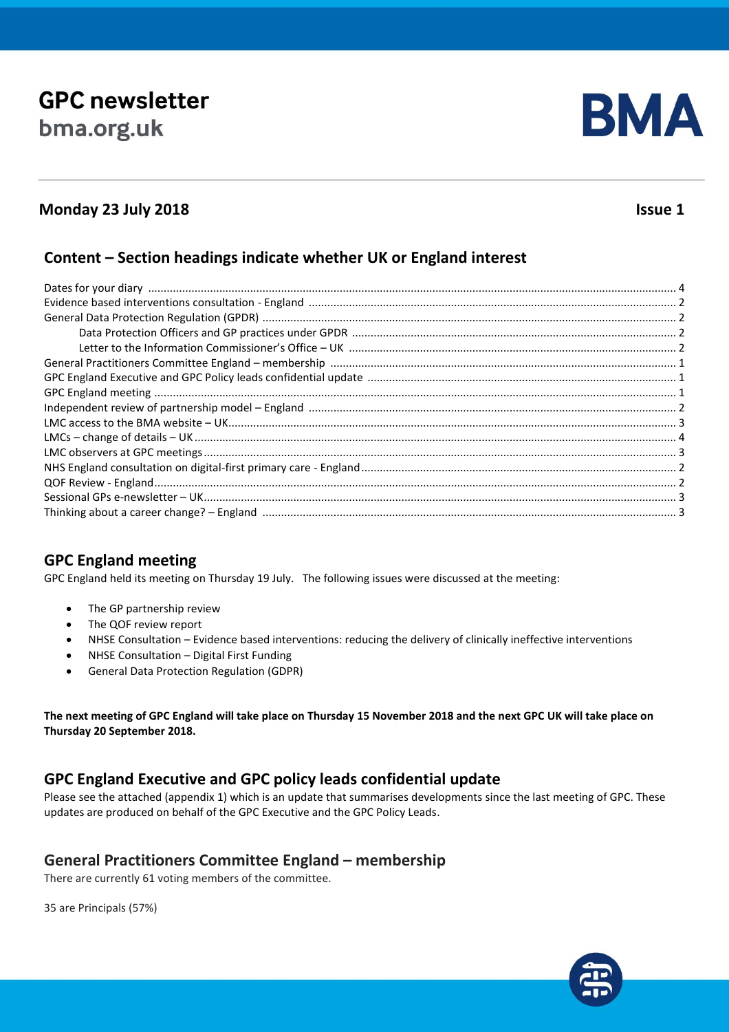# GPC newsletter

bma.org.uk

BMA

**Monday 23 July 2018** **Issue 1**

## Content – Section headings indicate whether UK or England interest

Dates for your diary ........ 4
Evidence based interventions consultation - England ........ 2
General Data Protection Regulation (GPDR) ........ 2
  Data Protection Officers and GP practices under GPDR ........ 2
  Letter to the Information Commissioner's Office – UK ........ 2
General Practitioners Committee England – membership ........ 1
GPC England Executive and GPC Policy leads confidential update ........ 1
GPC England meeting ........ 1
Independent review of partnership model – England ........ 2
LMC access to the BMA website – UK ........ 3
LMCs – change of details – UK ........ 4
LMC observers at GPC meetings ........ 3
NHS England consultation on digital-first primary care - England ........ 2
QOF Review - England ........ 2
Sessional GPs e-newsletter – UK ........ 3
Thinking about a career change? – England ........ 3

## GPC England meeting

GPC England held its meeting on Thursday 19 July. The following issues were discussed at the meeting:

- The GP partnership review
- The QOF review report
- NHSE Consultation – Evidence based interventions: reducing the delivery of clinically ineffective interventions
- NHSE Consultation – Digital First Funding
- General Data Protection Regulation (GDPR)

**The next meeting of GPC England will take place on Thursday 15 November 2018 and the next GPC UK will take place on Thursday 20 September 2018.**

## GPC England Executive and GPC policy leads confidential update

Please see the attached (appendix 1) which is an update that summarises developments since the last meeting of GPC. These updates are produced on behalf of the GPC Executive and the GPC Policy Leads.

## General Practitioners Committee England – membership

There are currently 61 voting members of the committee.

35 are Principals (57%)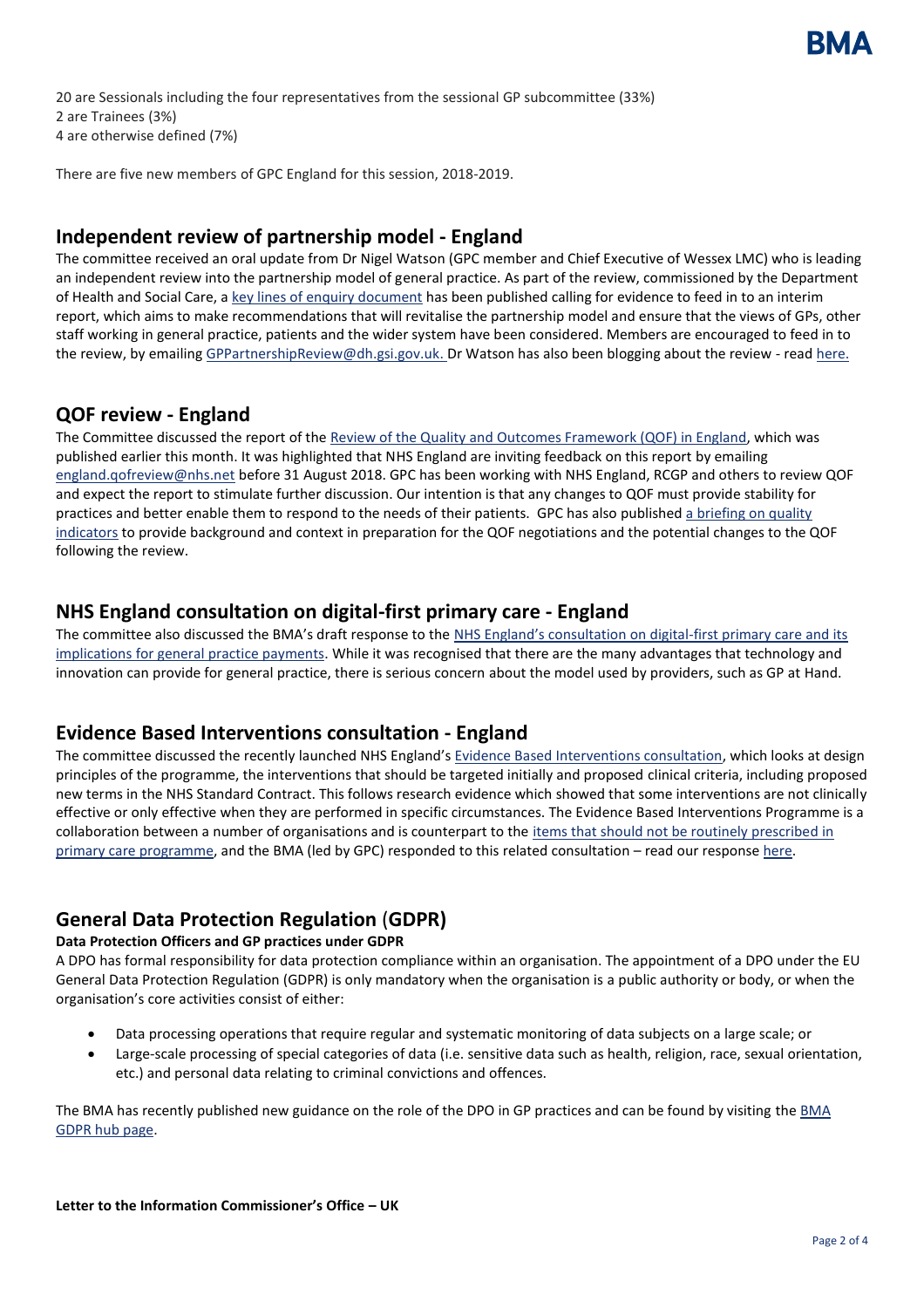20 are Sessionals including the four representatives from the sessional GP subcommittee (33%)
2 are Trainees (3%)
4 are otherwise defined (7%)

There are five new members of GPC England for this session, 2018-2019.

## Independent review of partnership model - England

The committee received an oral update from Dr Nigel Watson (GPC member and Chief Executive of Wessex LMC) who is leading an independent review into the partnership model of general practice. As part of the review, commissioned by the Department of Health and Social Care, a key lines of enquiry document has been published calling for evidence to feed in to an interim report, which aims to make recommendations that will revitalise the partnership model and ensure that the views of GPs, other staff working in general practice, patients and the wider system have been considered. Members are encouraged to feed in to the review, by emailing GPPartnershipReview@dh.gsi.gov.uk. Dr Watson has also been blogging about the review - read here.

## QOF review - England

The Committee discussed the report of the Review of the Quality and Outcomes Framework (QOF) in England, which was published earlier this month. It was highlighted that NHS England are inviting feedback on this report by emailing england.qofreview@nhs.net before 31 August 2018. GPC has been working with NHS England, RCGP and others to review QOF and expect the report to stimulate further discussion. Our intention is that any changes to QOF must provide stability for practices and better enable them to respond to the needs of their patients. GPC has also published a briefing on quality indicators to provide background and context in preparation for the QOF negotiations and the potential changes to the QOF following the review.

## NHS England consultation on digital-first primary care - England

The committee also discussed the BMA's draft response to the NHS England's consultation on digital-first primary care and its implications for general practice payments. While it was recognised that there are the many advantages that technology and innovation can provide for general practice, there is serious concern about the model used by providers, such as GP at Hand.

## Evidence Based Interventions consultation - England

The committee discussed the recently launched NHS England's Evidence Based Interventions consultation, which looks at design principles of the programme, the interventions that should be targeted initially and proposed clinical criteria, including proposed new terms in the NHS Standard Contract. This follows research evidence which showed that some interventions are not clinically effective or only effective when they are performed in specific circumstances. The Evidence Based Interventions Programme is a collaboration between a number of organisations and is counterpart to the items that should not be routinely prescribed in primary care programme, and the BMA (led by GPC) responded to this related consultation – read our response here.

## General Data Protection Regulation (GDPR)

**Data Protection Officers and GP practices under GDPR**

A DPO has formal responsibility for data protection compliance within an organisation. The appointment of a DPO under the EU General Data Protection Regulation (GDPR) is only mandatory when the organisation is a public authority or body, or when the organisation's core activities consist of either:

- Data processing operations that require regular and systematic monitoring of data subjects on a large scale; or
- Large-scale processing of special categories of data (i.e. sensitive data such as health, religion, race, sexual orientation, etc.) and personal data relating to criminal convictions and offences.

The BMA has recently published new guidance on the role of the DPO in GP practices and can be found by visiting the BMA GDPR hub page.

**Letter to the Information Commissioner's Office – UK**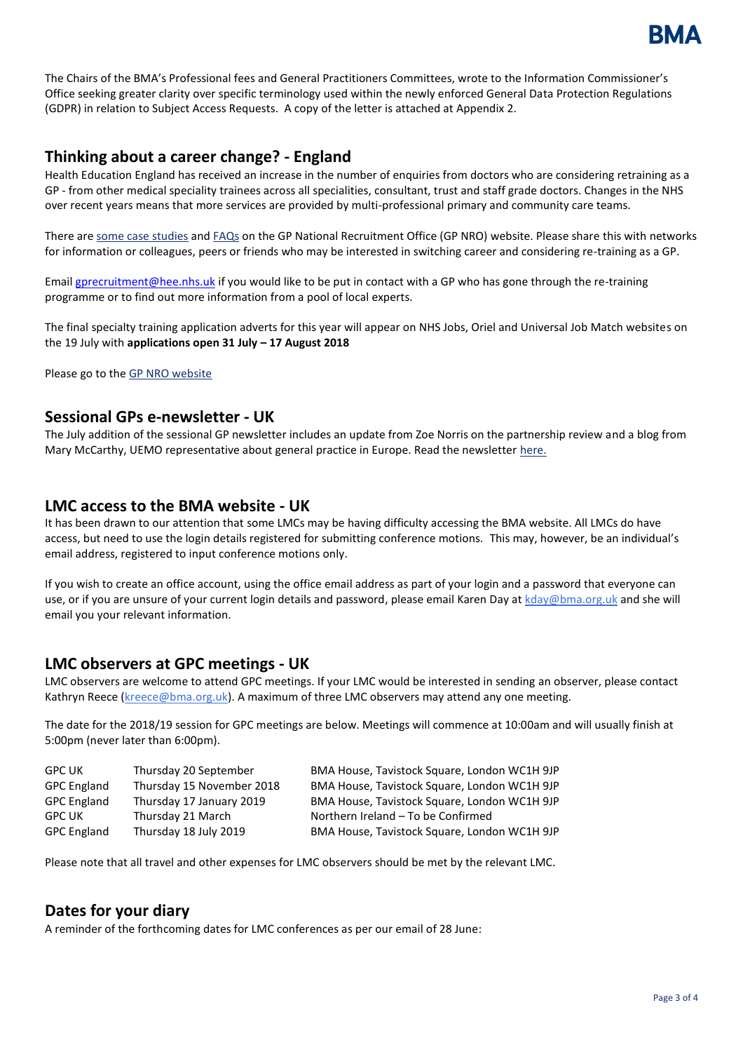The Chairs of the BMA's Professional fees and General Practitioners Committees, wrote to the Information Commissioner's Office seeking greater clarity over specific terminology used within the newly enforced General Data Protection Regulations (GDPR) in relation to Subject Access Requests. A copy of the letter is attached at Appendix 2.

## Thinking about a career change? - England

Health Education England has received an increase in the number of enquiries from doctors who are considering retraining as a GP - from other medical speciality trainees across all specialities, consultant, trust and staff grade doctors. Changes in the NHS over recent years means that more services are provided by multi-professional primary and community care teams.

There are some case studies and FAQs on the GP National Recruitment Office (GP NRO) website. Please share this with networks for information or colleagues, peers or friends who may be interested in switching career and considering re-training as a GP.

Email gprecruitment@hee.nhs.uk if you would like to be put in contact with a GP who has gone through the re-training programme or to find out more information from a pool of local experts.

The final specialty training application adverts for this year will appear on NHS Jobs, Oriel and Universal Job Match websites on the 19 July with **applications open 31 July – 17 August 2018**

Please go to the GP NRO website

## Sessional GPs e-newsletter - UK

The July addition of the sessional GP newsletter includes an update from Zoe Norris on the partnership review and a blog from Mary McCarthy, UEMO representative about general practice in Europe. Read the newsletter here.

## LMC access to the BMA website - UK

It has been drawn to our attention that some LMCs may be having difficulty accessing the BMA website. All LMCs do have access, but need to use the login details registered for submitting conference motions. This may, however, be an individual's email address, registered to input conference motions only.

If you wish to create an office account, using the office email address as part of your login and a password that everyone can use, or if you are unsure of your current login details and password, please email Karen Day at kday@bma.org.uk and she will email you your relevant information.

## LMC observers at GPC meetings - UK

LMC observers are welcome to attend GPC meetings. If your LMC would be interested in sending an observer, please contact Kathryn Reece (kreece@bma.org.uk). A maximum of three LMC observers may attend any one meeting.

The date for the 2018/19 session for GPC meetings are below. Meetings will commence at 10:00am and will usually finish at 5:00pm (never later than 6:00pm).

| | | |
|---|---|---|
| GPC UK | Thursday 20 September | BMA House, Tavistock Square, London WC1H 9JP |
| GPC England | Thursday 15 November 2018 | BMA House, Tavistock Square, London WC1H 9JP |
| GPC England | Thursday 17 January 2019 | BMA House, Tavistock Square, London WC1H 9JP |
| GPC UK | Thursday 21 March | Northern Ireland – To be Confirmed |
| GPC England | Thursday 18 July 2019 | BMA House, Tavistock Square, London WC1H 9JP |

Please note that all travel and other expenses for LMC observers should be met by the relevant LMC.

## Dates for your diary

A reminder of the forthcoming dates for LMC conferences as per our email of 28 June: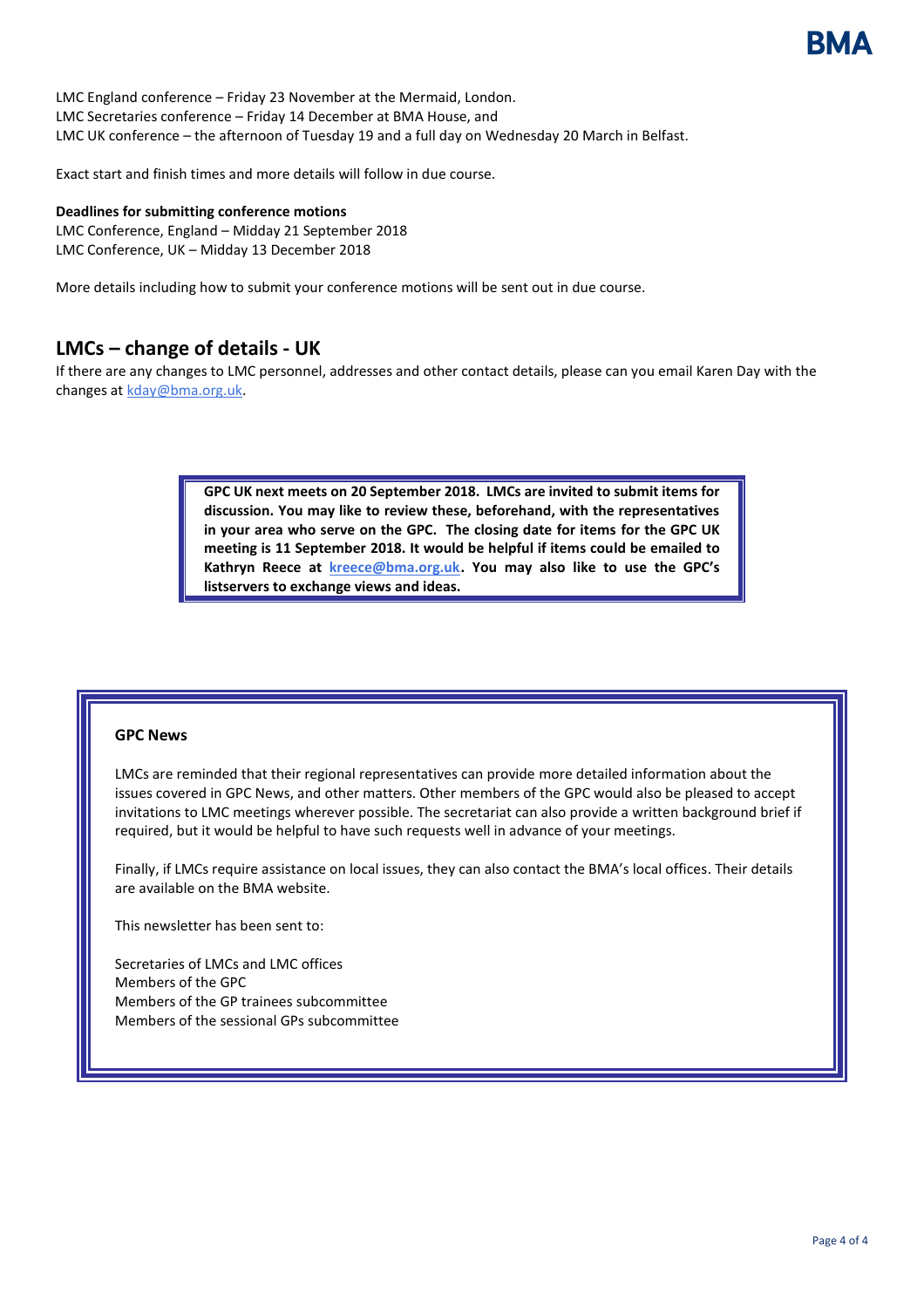LMC England conference – Friday 23 November at the Mermaid, London.
LMC Secretaries conference – Friday 14 December at BMA House, and
LMC UK conference – the afternoon of Tuesday 19 and a full day on Wednesday 20 March in Belfast.

Exact start and finish times and more details will follow in due course.

**Deadlines for submitting conference motions**
LMC Conference, England – Midday 21 September 2018
LMC Conference, UK – Midday 13 December 2018

More details including how to submit your conference motions will be sent out in due course.

## LMCs – change of details - UK

If there are any changes to LMC personnel, addresses and other contact details, please can you email Karen Day with the changes at kday@bma.org.uk.

**GPC UK next meets on 20 September 2018. LMCs are invited to submit items for discussion. You may like to review these, beforehand, with the representatives in your area who serve on the GPC. The closing date for items for the GPC UK meeting is 11 September 2018. It would be helpful if items could be emailed to Kathryn Reece at kreece@bma.org.uk. You may also like to use the GPC's listservers to exchange views and ideas.**

**GPC News**

LMCs are reminded that their regional representatives can provide more detailed information about the issues covered in GPC News, and other matters. Other members of the GPC would also be pleased to accept invitations to LMC meetings wherever possible. The secretariat can also provide a written background brief if required, but it would be helpful to have such requests well in advance of your meetings.

Finally, if LMCs require assistance on local issues, they can also contact the BMA's local offices. Their details are available on the BMA website.

This newsletter has been sent to:

Secretaries of LMCs and LMC offices
Members of the GPC
Members of the GP trainees subcommittee
Members of the sessional GPs subcommittee